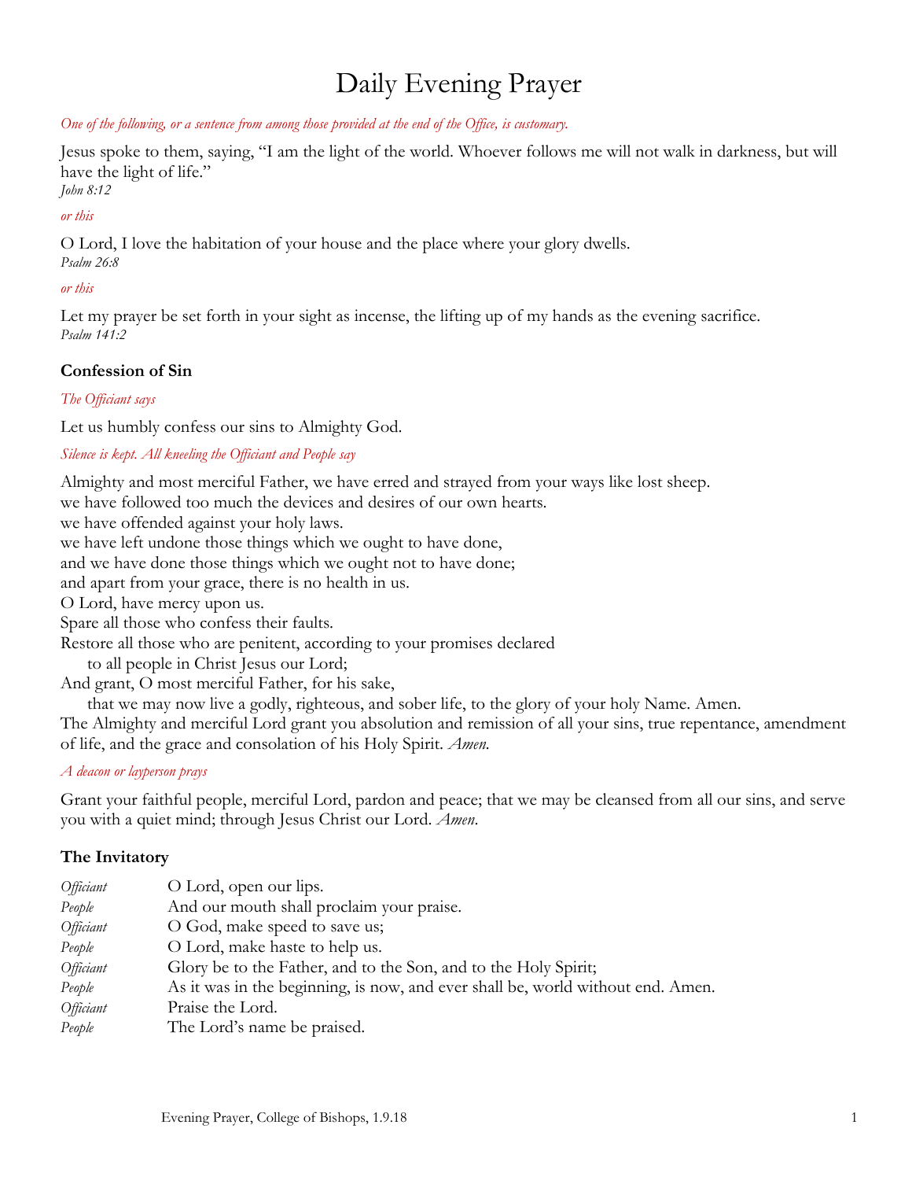# Daily Evening Prayer

*One of the following, or a sentence from among those provided at the end of the Office, is customary.*

Jesus spoke to them, saying, "I am the light of the world. Whoever follows me will not walk in darkness, but will have the light of life."
*John 8:12*

*or this*

O Lord, I love the habitation of your house and the place where your glory dwells.
*Psalm 26:8*

*or this*

Let my prayer be set forth in your sight as incense, the lifting up of my hands as the evening sacrifice.
*Psalm 141:2*

### Confession of Sin

*The Officiant says*

Let us humbly confess our sins to Almighty God.

*Silence is kept. All kneeling the Officiant and People say*

Almighty and most merciful Father, we have erred and strayed from your ways like lost sheep.
we have followed too much the devices and desires of our own hearts.
we have offended against your holy laws.
we have left undone those things which we ought to have done,
and we have done those things which we ought not to have done;
and apart from your grace, there is no health in us.
O Lord, have mercy upon us.
Spare all those who confess their faults.
Restore all those who are penitent, according to your promises declared
  to all people in Christ Jesus our Lord;
And grant, O most merciful Father, for his sake,
  that we may now live a godly, righteous, and sober life, to the glory of your holy Name. Amen.
The Almighty and merciful Lord grant you absolution and remission of all your sins, true repentance, amendment of life, and the grace and consolation of his Holy Spirit. *Amen.*

*A deacon or layperson prays*

Grant your faithful people, merciful Lord, pardon and peace; that we may be cleansed from all our sins, and serve you with a quiet mind; through Jesus Christ our Lord. *Amen.*

### The Invitatory

*Officiant* O Lord, open our lips.
*People* And our mouth shall proclaim your praise.
*Officiant* O God, make speed to save us;
*People* O Lord, make haste to help us.
*Officiant* Glory be to the Father, and to the Son, and to the Holy Spirit;
*People* As it was in the beginning, is now, and ever shall be, world without end. Amen.
*Officiant* Praise the Lord.
*People* The Lord's name be praised.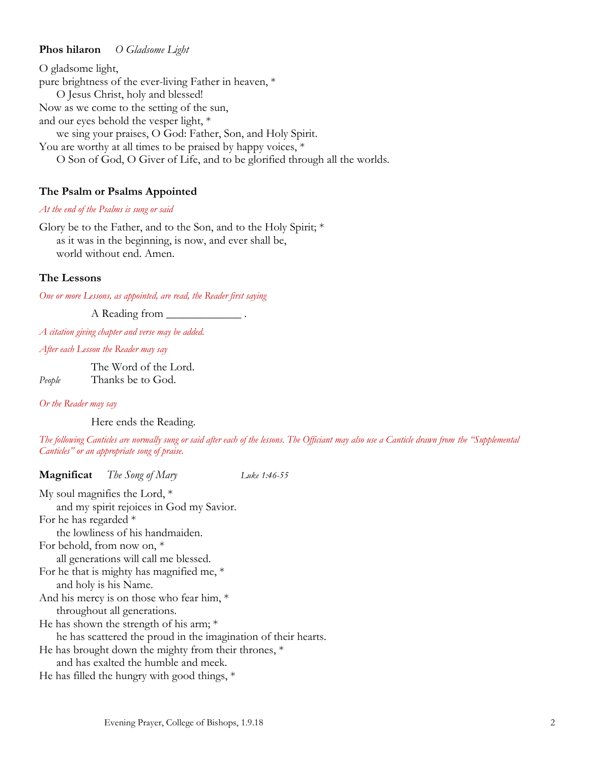**Phos hilaron** *O Gladsome Light*

O gladsome light,
pure brightness of the ever-living Father in heaven, *
   O Jesus Christ, holy and blessed!
Now as we come to the setting of the sun,
and our eyes behold the vesper light, *
   we sing your praises, O God: Father, Son, and Holy Spirit.
You are worthy at all times to be praised by happy voices, *
   O Son of God, O Giver of Life, and to be glorified through all the worlds.

**The Psalm or Psalms Appointed**

*At the end of the Psalms is sung or said*

Glory be to the Father, and to the Son, and to the Holy Spirit; *
   as it was in the beginning, is now, and ever shall be,
   world without end. Amen.

**The Lessons**

*One or more Lessons, as appointed, are read, the Reader first saying*

A Reading from _____________ .

*A citation giving chapter and verse may be added.*

*After each Lesson the Reader may say*

The Word of the Lord.
*People* Thanks be to God.

*Or the Reader may say*

Here ends the Reading.

*The following Canticles are normally sung or said after each of the lessons. The Officiant may also use a Canticle drawn from the "Supplemental Canticles" or an appropriate song of praise.*

**Magnificat** *The Song of Mary* *Luke 1:46-55*

My soul magnifies the Lord, *
   and my spirit rejoices in God my Savior.
For he has regarded *
   the lowliness of his handmaiden.
For behold, from now on, *
   all generations will call me blessed.
For he that is mighty has magnified me, *
   and holy is his Name.
And his mercy is on those who fear him, *
   throughout all generations.
He has shown the strength of his arm; *
   he has scattered the proud in the imagination of their hearts.
He has brought down the mighty from their thrones, *
   and has exalted the humble and meek.
He has filled the hungry with good things, *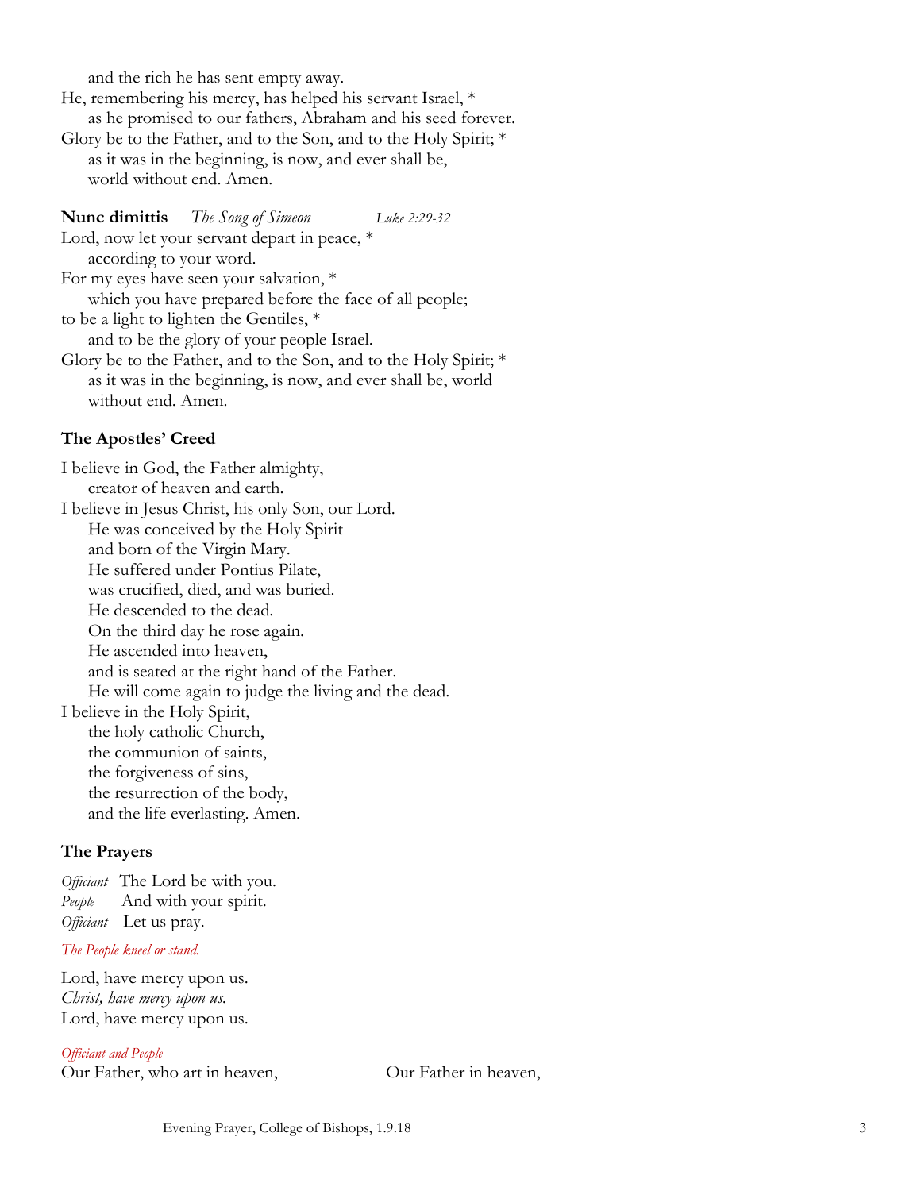and the rich he has sent empty away.
He, remembering his mercy, has helped his servant Israel, *
as he promised to our fathers, Abraham and his seed forever.
Glory be to the Father, and to the Son, and to the Holy Spirit; *
as it was in the beginning, is now, and ever shall be,
world without end. Amen.

**Nunc dimittis** *The Song of Simeon* *Luke 2:29-32*

Lord, now let your servant depart in peace, *
according to your word.
For my eyes have seen your salvation, *
which you have prepared before the face of all people;
to be a light to lighten the Gentiles, *
and to be the glory of your people Israel.
Glory be to the Father, and to the Son, and to the Holy Spirit; *
as it was in the beginning, is now, and ever shall be, world
without end. Amen.

### The Apostles' Creed

I believe in God, the Father almighty,
creator of heaven and earth.
I believe in Jesus Christ, his only Son, our Lord.
He was conceived by the Holy Spirit
and born of the Virgin Mary.
He suffered under Pontius Pilate,
was crucified, died, and was buried.
He descended to the dead.
On the third day he rose again.
He ascended into heaven,
and is seated at the right hand of the Father.
He will come again to judge the living and the dead.
I believe in the Holy Spirit,
the holy catholic Church,
the communion of saints,
the forgiveness of sins,
the resurrection of the body,
and the life everlasting. Amen.

### The Prayers

*Officiant* The Lord be with you.
*People* And with your spirit.
*Officiant* Let us pray.

*The People kneel or stand.*

Lord, have mercy upon us.
*Christ, have mercy upon us.*
Lord, have mercy upon us.

*Officiant and People*

Our Father, who art in heaven,

Our Father in heaven,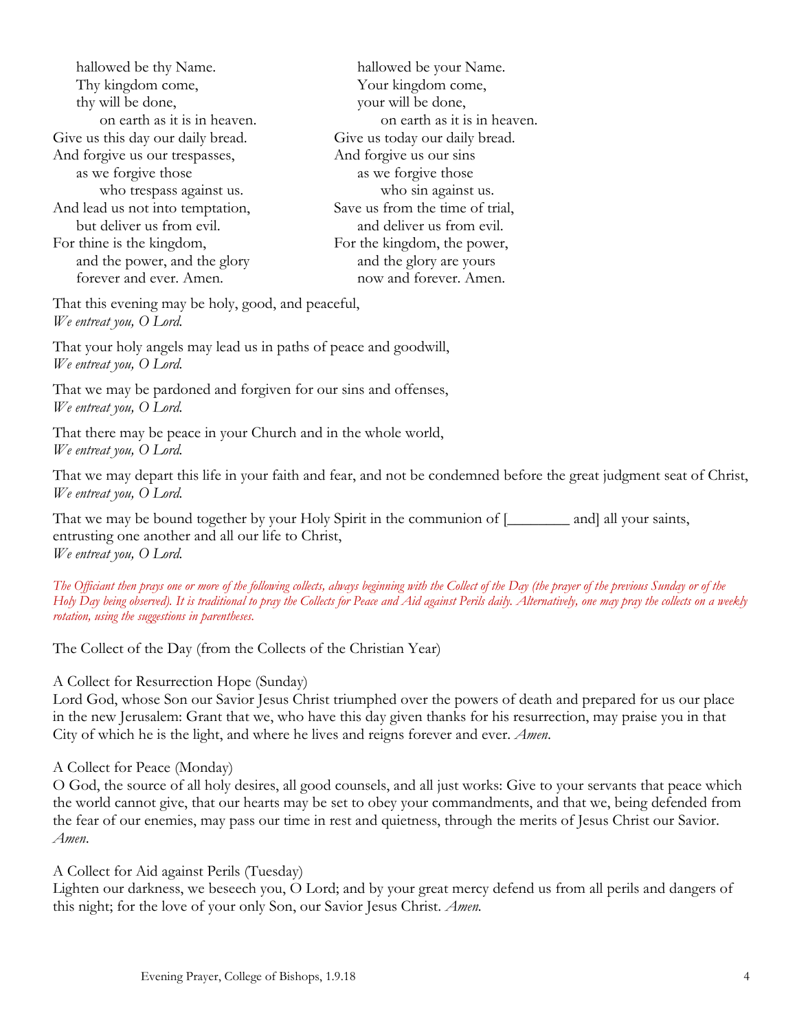hallowed be thy Name.
Thy kingdom come,
thy will be done,
on earth as it is in heaven.
Give us this day our daily bread.
And forgive us our trespasses,
as we forgive those
who trespass against us.
And lead us not into temptation,
but deliver us from evil.
For thine is the kingdom,
and the power, and the glory
forever and ever. Amen.

hallowed be your Name.
Your kingdom come,
your will be done,
on earth as it is in heaven.
Give us today our daily bread.
And forgive us our sins
as we forgive those
who sin against us.
Save us from the time of trial,
and deliver us from evil.
For the kingdom, the power,
and the glory are yours
now and forever. Amen.

That this evening may be holy, good, and peaceful,
*We entreat you, O Lord.*

That your holy angels may lead us in paths of peace and goodwill,
*We entreat you, O Lord.*

That we may be pardoned and forgiven for our sins and offenses,
*We entreat you, O Lord.*

That there may be peace in your Church and in the whole world,
*We entreat you, O Lord.*

That we may depart this life in your faith and fear, and not be condemned before the great judgment seat of Christ,
*We entreat you, O Lord.*

That we may be bound together by your Holy Spirit in the communion of [________ and] all your saints, entrusting one another and all our life to Christ,
*We entreat you, O Lord.*

*The Officiant then prays one or more of the following collects, always beginning with the Collect of the Day (the prayer of the previous Sunday or of the Holy Day being observed). It is traditional to pray the Collects for Peace and Aid against Perils daily. Alternatively, one may pray the collects on a weekly rotation, using the suggestions in parentheses.*

The Collect of the Day (from the Collects of the Christian Year)

A Collect for Resurrection Hope (Sunday)
Lord God, whose Son our Savior Jesus Christ triumphed over the powers of death and prepared for us our place in the new Jerusalem: Grant that we, who have this day given thanks for his resurrection, may praise you in that City of which he is the light, and where he lives and reigns forever and ever. *Amen.*

A Collect for Peace (Monday)
O God, the source of all holy desires, all good counsels, and all just works: Give to your servants that peace which the world cannot give, that our hearts may be set to obey your commandments, and that we, being defended from the fear of our enemies, may pass our time in rest and quietness, through the merits of Jesus Christ our Savior. *Amen.*

A Collect for Aid against Perils (Tuesday)
Lighten our darkness, we beseech you, O Lord; and by your great mercy defend us from all perils and dangers of this night; for the love of your only Son, our Savior Jesus Christ. *Amen.*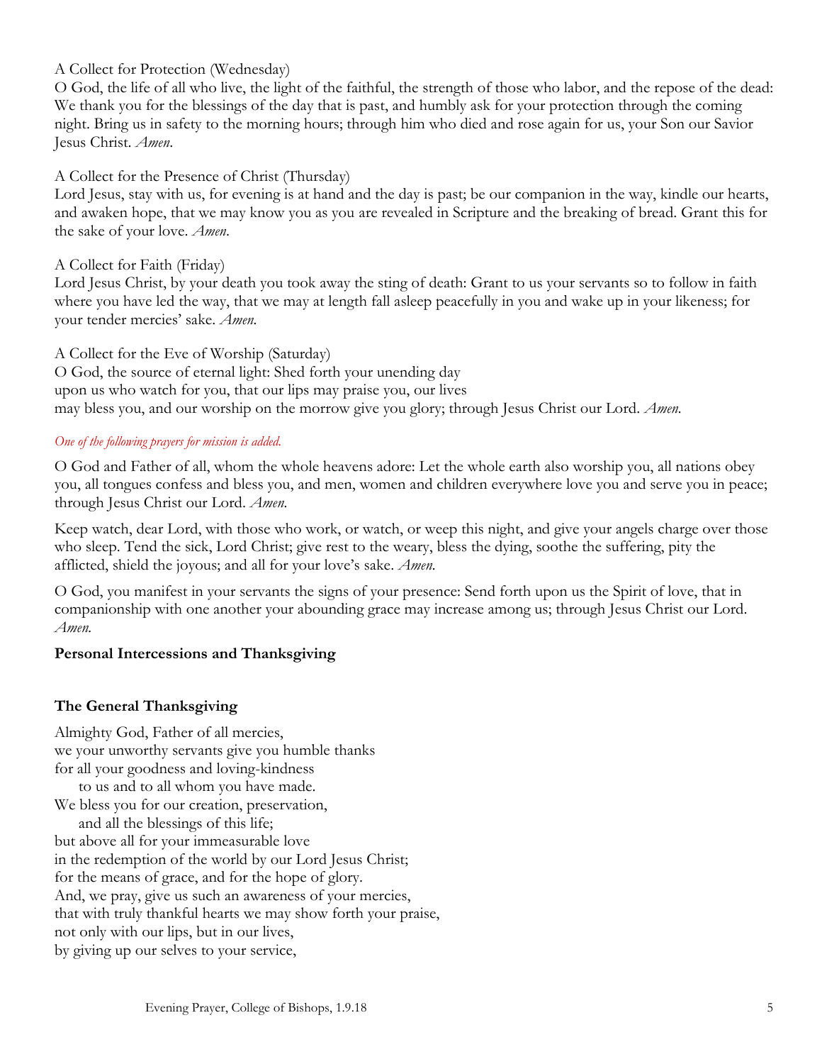A Collect for Protection (Wednesday)
O God, the life of all who live, the light of the faithful, the strength of those who labor, and the repose of the dead: We thank you for the blessings of the day that is past, and humbly ask for your protection through the coming night. Bring us in safety to the morning hours; through him who died and rose again for us, your Son our Savior Jesus Christ. *Amen.*

A Collect for the Presence of Christ (Thursday)
Lord Jesus, stay with us, for evening is at hand and the day is past; be our companion in the way, kindle our hearts, and awaken hope, that we may know you as you are revealed in Scripture and the breaking of bread. Grant this for the sake of your love. *Amen.*

A Collect for Faith (Friday)
Lord Jesus Christ, by your death you took away the sting of death: Grant to us your servants so to follow in faith where you have led the way, that we may at length fall asleep peacefully in you and wake up in your likeness; for your tender mercies' sake. *Amen.*

A Collect for the Eve of Worship (Saturday)
O God, the source of eternal light: Shed forth your unending day
upon us who watch for you, that our lips may praise you, our lives
may bless you, and our worship on the morrow give you glory; through Jesus Christ our Lord. *Amen.*

*One of the following prayers for mission is added.*

O God and Father of all, whom the whole heavens adore: Let the whole earth also worship you, all nations obey you, all tongues confess and bless you, and men, women and children everywhere love you and serve you in peace; through Jesus Christ our Lord. *Amen.*

Keep watch, dear Lord, with those who work, or watch, or weep this night, and give your angels charge over those who sleep. Tend the sick, Lord Christ; give rest to the weary, bless the dying, soothe the suffering, pity the afflicted, shield the joyous; and all for your love's sake. *Amen.*

O God, you manifest in your servants the signs of your presence: Send forth upon us the Spirit of love, that in companionship with one another your abounding grace may increase among us; through Jesus Christ our Lord. *Amen.*

**Personal Intercessions and Thanksgiving**

**The General Thanksgiving**

Almighty God, Father of all mercies,
we your unworthy servants give you humble thanks
for all your goodness and loving-kindness
  to us and to all whom you have made.
We bless you for our creation, preservation,
  and all the blessings of this life;
but above all for your immeasurable love
in the redemption of the world by our Lord Jesus Christ;
for the means of grace, and for the hope of glory.
And, we pray, give us such an awareness of your mercies,
that with truly thankful hearts we may show forth your praise,
not only with our lips, but in our lives,
by giving up our selves to your service,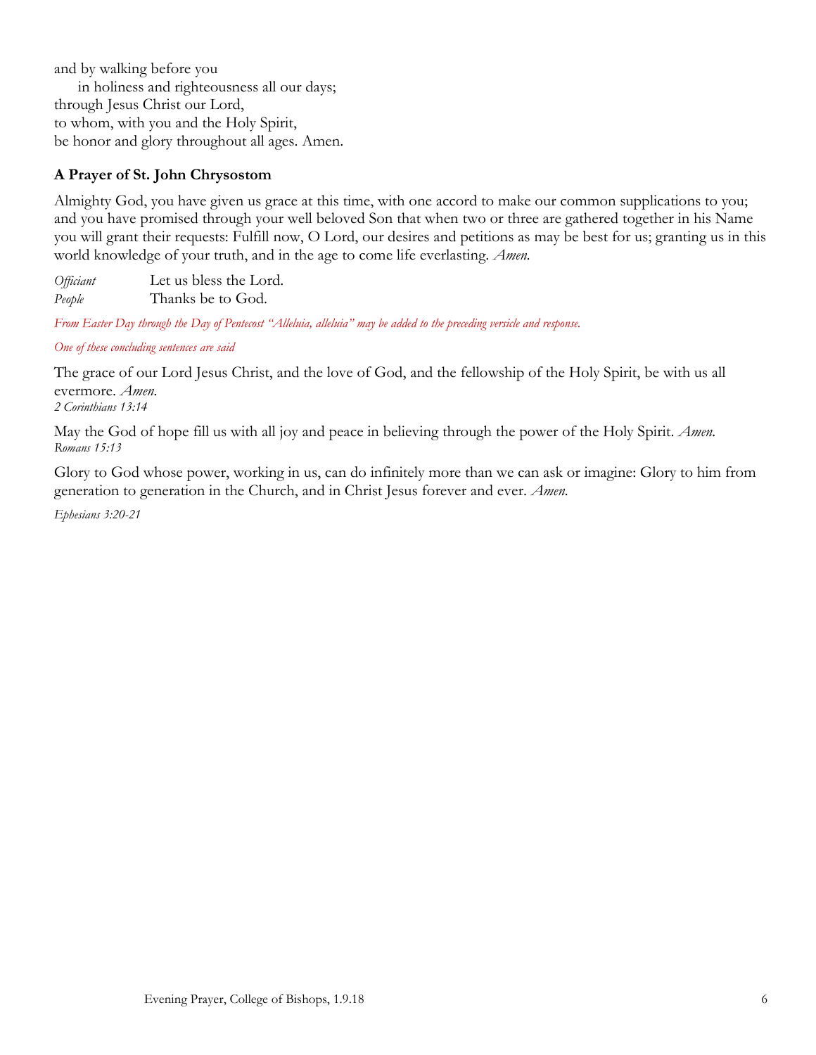and by walking before you
   in holiness and righteousness all our days;
through Jesus Christ our Lord,
to whom, with you and the Holy Spirit,
be honor and glory throughout all ages. Amen.

**A Prayer of St. John Chrysostom**

Almighty God, you have given us grace at this time, with one accord to make our common supplications to you; and you have promised through your well beloved Son that when two or three are gathered together in his Name you will grant their requests: Fulfill now, O Lord, our desires and petitions as may be best for us; granting us in this world knowledge of your truth, and in the age to come life everlasting. *Amen.*

*Officiant* Let us bless the Lord.
*People* Thanks be to God.

*From Easter Day through the Day of Pentecost "Alleluia, alleluia" may be added to the preceding versicle and response.*

*One of these concluding sentences are said*

The grace of our Lord Jesus Christ, and the love of God, and the fellowship of the Holy Spirit, be with us all evermore. *Amen.*
*2 Corinthians 13:14*

May the God of hope fill us with all joy and peace in believing through the power of the Holy Spirit. *Amen.*
*Romans 15:13*

Glory to God whose power, working in us, can do infinitely more than we can ask or imagine: Glory to him from generation to generation in the Church, and in Christ Jesus forever and ever. *Amen.*

*Ephesians 3:20-21*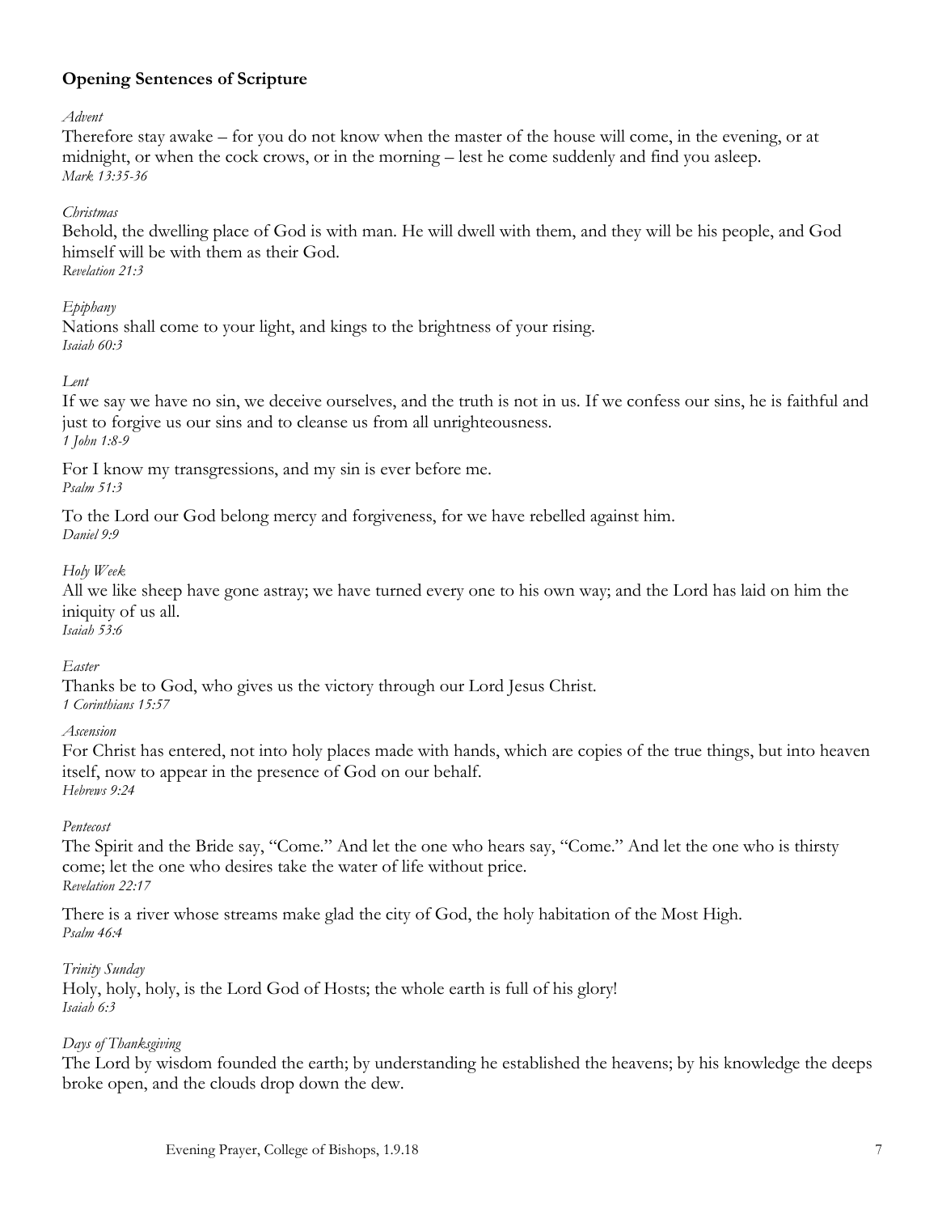### Opening Sentences of Scripture

*Advent*

Therefore stay awake – for you do not know when the master of the house will come, in the evening, or at midnight, or when the cock crows, or in the morning – lest he come suddenly and find you asleep.
*Mark 13:35-36*

*Christmas*

Behold, the dwelling place of God is with man. He will dwell with them, and they will be his people, and God himself will be with them as their God.
*Revelation 21:3*

*Epiphany*

Nations shall come to your light, and kings to the brightness of your rising.
*Isaiah 60:3*

*Lent*

If we say we have no sin, we deceive ourselves, and the truth is not in us. If we confess our sins, he is faithful and just to forgive us our sins and to cleanse us from all unrighteousness.
*1 John 1:8-9*

For I know my transgressions, and my sin is ever before me.
*Psalm 51:3*

To the Lord our God belong mercy and forgiveness, for we have rebelled against him.
*Daniel 9:9*

*Holy Week*

All we like sheep have gone astray; we have turned every one to his own way; and the Lord has laid on him the iniquity of us all.
*Isaiah 53:6*

*Easter*

Thanks be to God, who gives us the victory through our Lord Jesus Christ.
*1 Corinthians 15:57*

*Ascension*

For Christ has entered, not into holy places made with hands, which are copies of the true things, but into heaven itself, now to appear in the presence of God on our behalf.
*Hebrews 9:24*

*Pentecost*

The Spirit and the Bride say, "Come." And let the one who hears say, "Come." And let the one who is thirsty come; let the one who desires take the water of life without price.
*Revelation 22:17*

There is a river whose streams make glad the city of God, the holy habitation of the Most High.
*Psalm 46:4*

*Trinity Sunday*

Holy, holy, holy, is the Lord God of Hosts; the whole earth is full of his glory!
*Isaiah 6:3*

*Days of Thanksgiving*

The Lord by wisdom founded the earth; by understanding he established the heavens; by his knowledge the deeps broke open, and the clouds drop down the dew.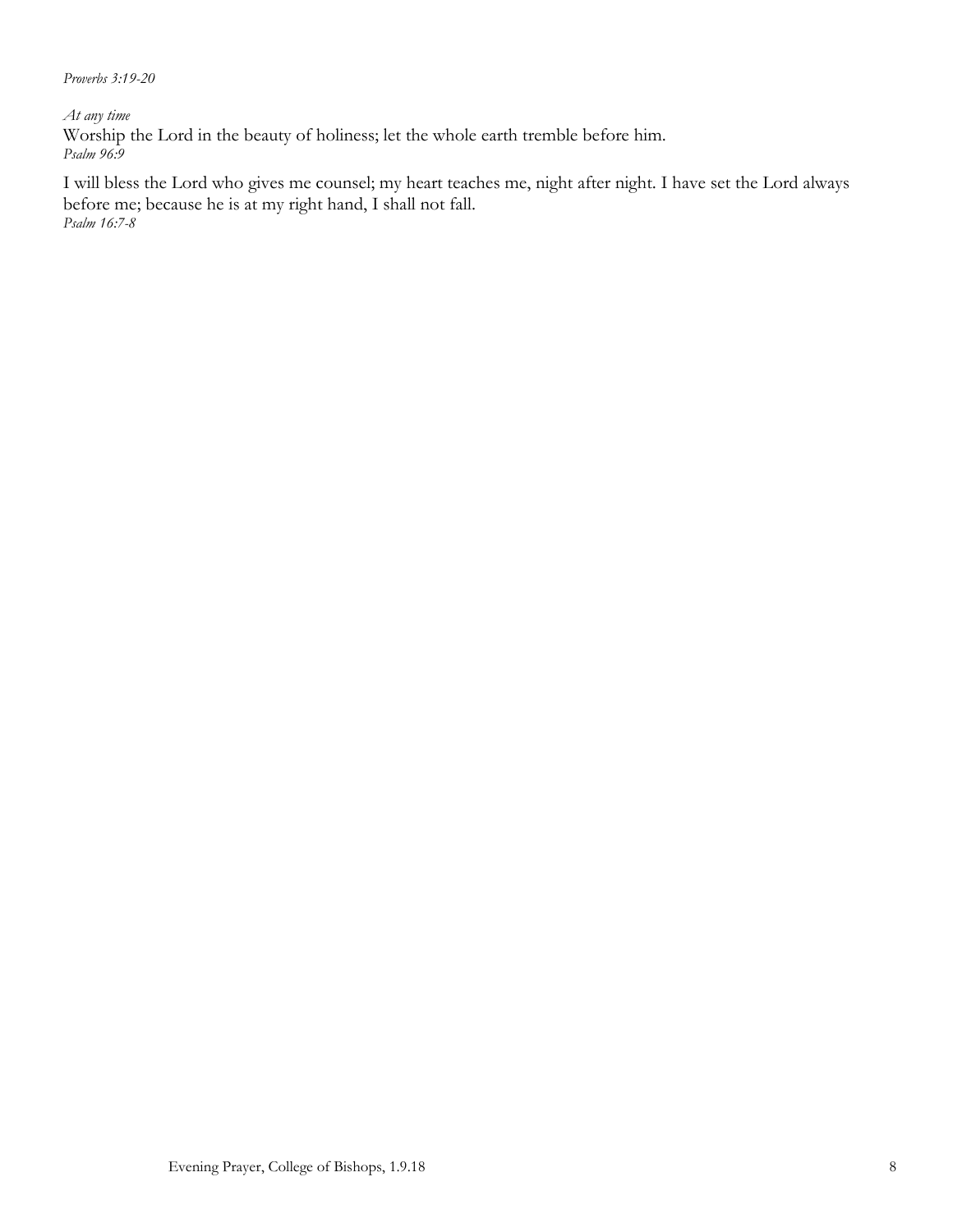*Proverbs 3:19-20*

*At any time*

Worship the Lord in the beauty of holiness; let the whole earth tremble before him.
*Psalm 96:9*

I will bless the Lord who gives me counsel; my heart teaches me, night after night. I have set the Lord always before me; because he is at my right hand, I shall not fall.
*Psalm 16:7-8*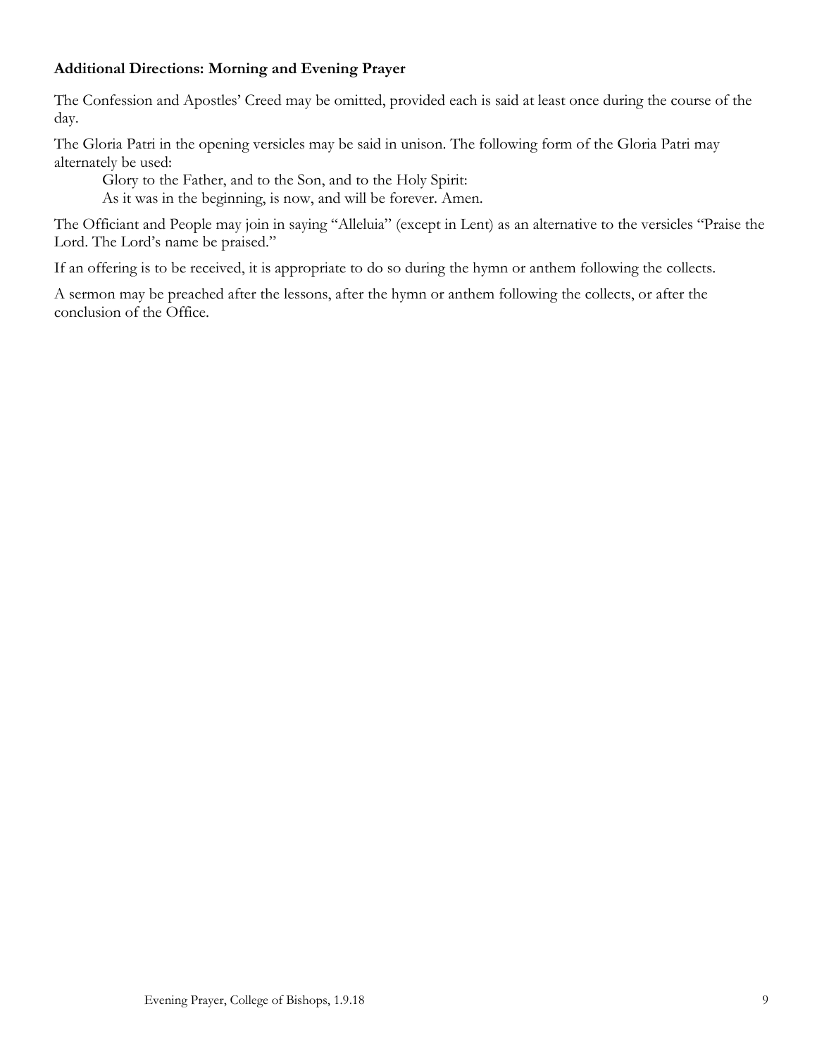**Additional Directions: Morning and Evening Prayer**

The Confession and Apostles' Creed may be omitted, provided each is said at least once during the course of the day.

The Gloria Patri in the opening versicles may be said in unison. The following form of the Gloria Patri may alternately be used:

> Glory to the Father, and to the Son, and to the Holy Spirit:
> As it was in the beginning, is now, and will be forever. Amen.

The Officiant and People may join in saying "Alleluia" (except in Lent) as an alternative to the versicles "Praise the Lord. The Lord's name be praised."

If an offering is to be received, it is appropriate to do so during the hymn or anthem following the collects.

A sermon may be preached after the lessons, after the hymn or anthem following the collects, or after the conclusion of the Office.